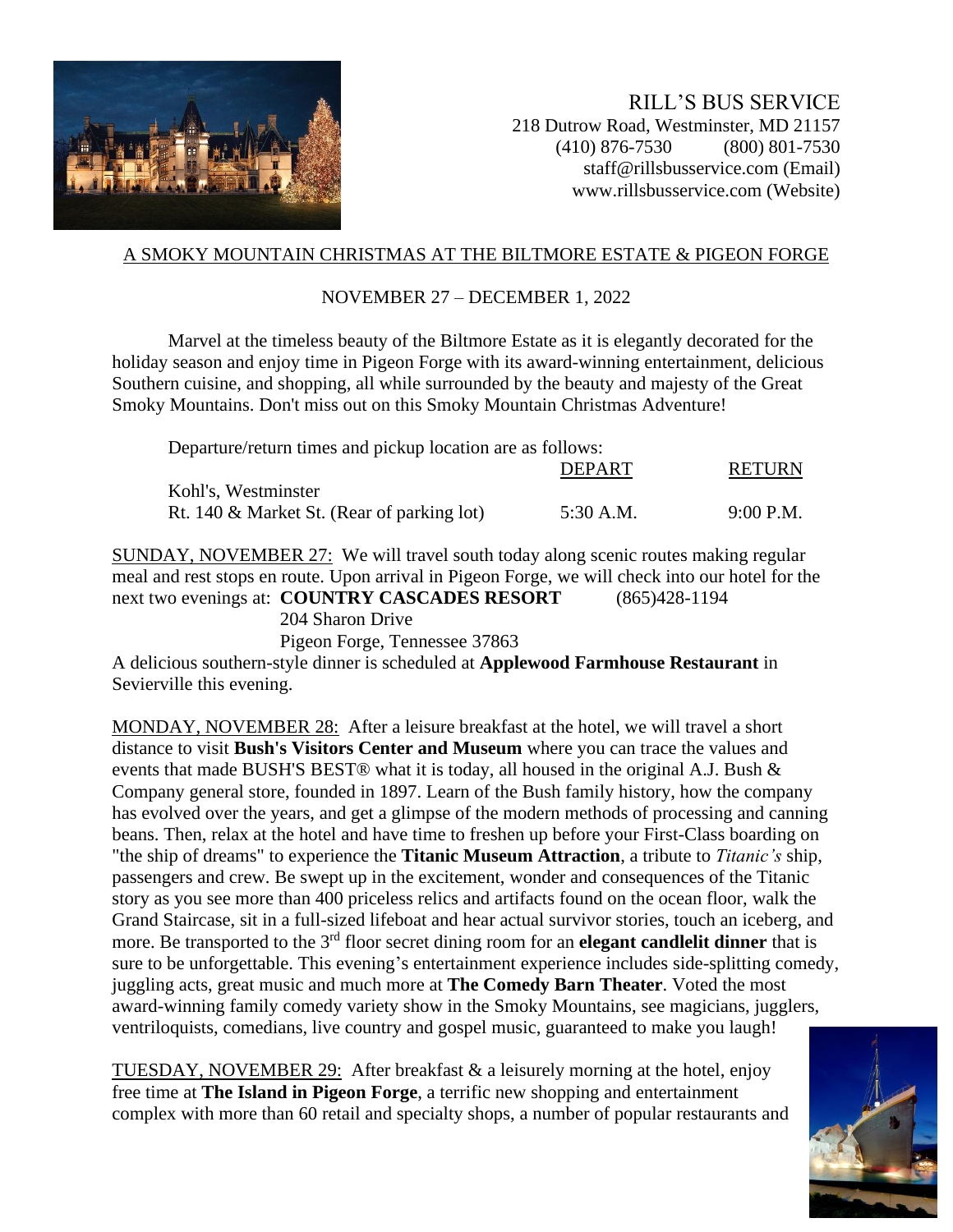RILL'S BUS SERVICE
218 Dutrow Road, Westminster, MD 21157
(410) 876-7530 (800) 801-7530
staff@rillsbusservice.com (Email)
www.rillsbusservice.com (Website)

## A SMOKY MOUNTAIN CHRISTMAS AT THE BILTMORE ESTATE & PIGEON FORGE

NOVEMBER 27 – DECEMBER 1, 2022

Marvel at the timeless beauty of the Biltmore Estate as it is elegantly decorated for the holiday season and enjoy time in Pigeon Forge with its award-winning entertainment, delicious Southern cuisine, and shopping, all while surrounded by the beauty and majesty of the Great Smoky Mountains. Don't miss out on this Smoky Mountain Christmas Adventure!

Departure/return times and pickup location are as follows:

| | DEPART | RETURN |
|---|---|---|
| Kohl's, Westminster<br>Rt. 140 & Market St. (Rear of parking lot) | 5:30 A.M. | 9:00 P.M. |

SUNDAY, NOVEMBER 27: We will travel south today along scenic routes making regular meal and rest stops en route. Upon arrival in Pigeon Forge, we will check into our hotel for the next two evenings at: **COUNTRY CASCADES RESORT** (865)428-1194
204 Sharon Drive
Pigeon Forge, Tennessee 37863

A delicious southern-style dinner is scheduled at **Applewood Farmhouse Restaurant** in Sevierville this evening.

MONDAY, NOVEMBER 28: After a leisure breakfast at the hotel, we will travel a short distance to visit **Bush's Visitors Center and Museum** where you can trace the values and events that made BUSH'S BEST® what it is today, all housed in the original A.J. Bush & Company general store, founded in 1897. Learn of the Bush family history, how the company has evolved over the years, and get a glimpse of the modern methods of processing and canning beans. Then, relax at the hotel and have time to freshen up before your First-Class boarding on "the ship of dreams" to experience the **Titanic Museum Attraction**, a tribute to *Titanic's* ship, passengers and crew. Be swept up in the excitement, wonder and consequences of the Titanic story as you see more than 400 priceless relics and artifacts found on the ocean floor, walk the Grand Staircase, sit in a full-sized lifeboat and hear actual survivor stories, touch an iceberg, and more. Be transported to the 3rd floor secret dining room for an **elegant candlelit dinner** that is sure to be unforgettable. This evening's entertainment experience includes side-splitting comedy, juggling acts, great music and much more at **The Comedy Barn Theater**. Voted the most award-winning family comedy variety show in the Smoky Mountains, see magicians, jugglers, ventriloquists, comedians, live country and gospel music, guaranteed to make you laugh!

TUESDAY, NOVEMBER 29: After breakfast & a leisurely morning at the hotel, enjoy free time at **The Island in Pigeon Forge**, a terrific new shopping and entertainment complex with more than 60 retail and specialty shops, a number of popular restaurants and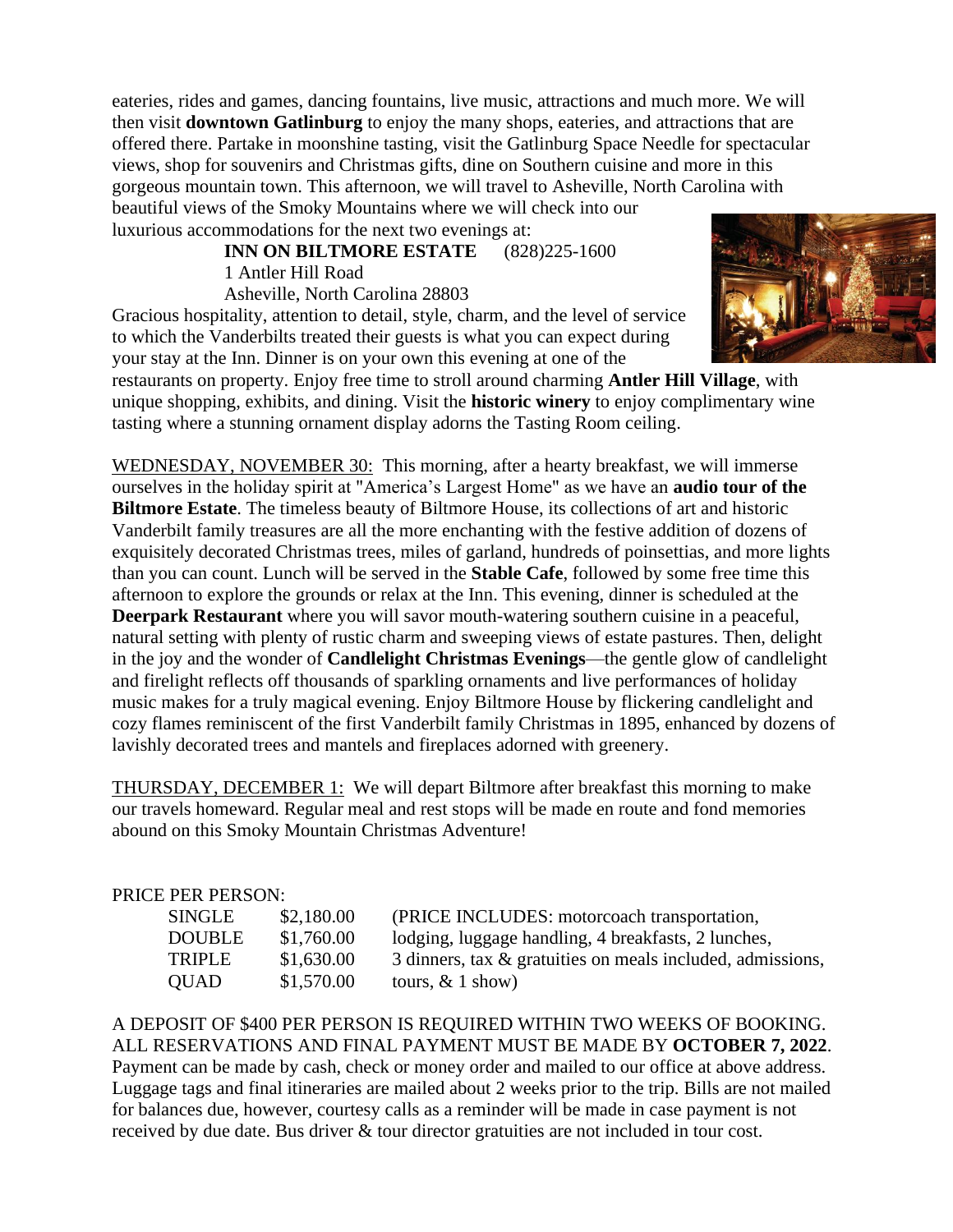eateries, rides and games, dancing fountains, live music, attractions and much more. We will then visit **downtown Gatlinburg** to enjoy the many shops, eateries, and attractions that are offered there. Partake in moonshine tasting, visit the Gatlinburg Space Needle for spectacular views, shop for souvenirs and Christmas gifts, dine on Southern cuisine and more in this gorgeous mountain town. This afternoon, we will travel to Asheville, North Carolina with beautiful views of the Smoky Mountains where we will check into our luxurious accommodations for the next two evenings at:

**INN ON BILTMORE ESTATE** (828)225-1600
1 Antler Hill Road
Asheville, North Carolina 28803

Gracious hospitality, attention to detail, style, charm, and the level of service to which the Vanderbilts treated their guests is what you can expect during your stay at the Inn. Dinner is on your own this evening at one of the restaurants on property. Enjoy free time to stroll around charming **Antler Hill Village**, with unique shopping, exhibits, and dining. Visit the **historic winery** to enjoy complimentary wine tasting where a stunning ornament display adorns the Tasting Room ceiling.

WEDNESDAY, NOVEMBER 30: This morning, after a hearty breakfast, we will immerse ourselves in the holiday spirit at "America's Largest Home" as we have an **audio tour of the Biltmore Estate**. The timeless beauty of Biltmore House, its collections of art and historic Vanderbilt family treasures are all the more enchanting with the festive addition of dozens of exquisitely decorated Christmas trees, miles of garland, hundreds of poinsettias, and more lights than you can count. Lunch will be served in the **Stable Cafe**, followed by some free time this afternoon to explore the grounds or relax at the Inn. This evening, dinner is scheduled at the **Deerpark Restaurant** where you will savor mouth-watering southern cuisine in a peaceful, natural setting with plenty of rustic charm and sweeping views of estate pastures. Then, delight in the joy and the wonder of **Candlelight Christmas Evenings**—the gentle glow of candlelight and firelight reflects off thousands of sparkling ornaments and live performances of holiday music makes for a truly magical evening. Enjoy Biltmore House by flickering candlelight and cozy flames reminiscent of the first Vanderbilt family Christmas in 1895, enhanced by dozens of lavishly decorated trees and mantels and fireplaces adorned with greenery.

THURSDAY, DECEMBER 1: We will depart Biltmore after breakfast this morning to make our travels homeward. Regular meal and rest stops will be made en route and fond memories abound on this Smoky Mountain Christmas Adventure!

PRICE PER PERSON:

| | | |
|---|---|---|
| SINGLE | $2,180.00 | (PRICE INCLUDES: motorcoach transportation, |
| DOUBLE | $1,760.00 | lodging, luggage handling, 4 breakfasts, 2 lunches, |
| TRIPLE | $1,630.00 | 3 dinners, tax & gratuities on meals included, admissions, |
| QUAD | $1,570.00 | tours, & 1 show) |

A DEPOSIT OF $400 PER PERSON IS REQUIRED WITHIN TWO WEEKS OF BOOKING. ALL RESERVATIONS AND FINAL PAYMENT MUST BE MADE BY **OCTOBER 7, 2022**. Payment can be made by cash, check or money order and mailed to our office at above address. Luggage tags and final itineraries are mailed about 2 weeks prior to the trip. Bills are not mailed for balances due, however, courtesy calls as a reminder will be made in case payment is not received by due date. Bus driver & tour director gratuities are not included in tour cost.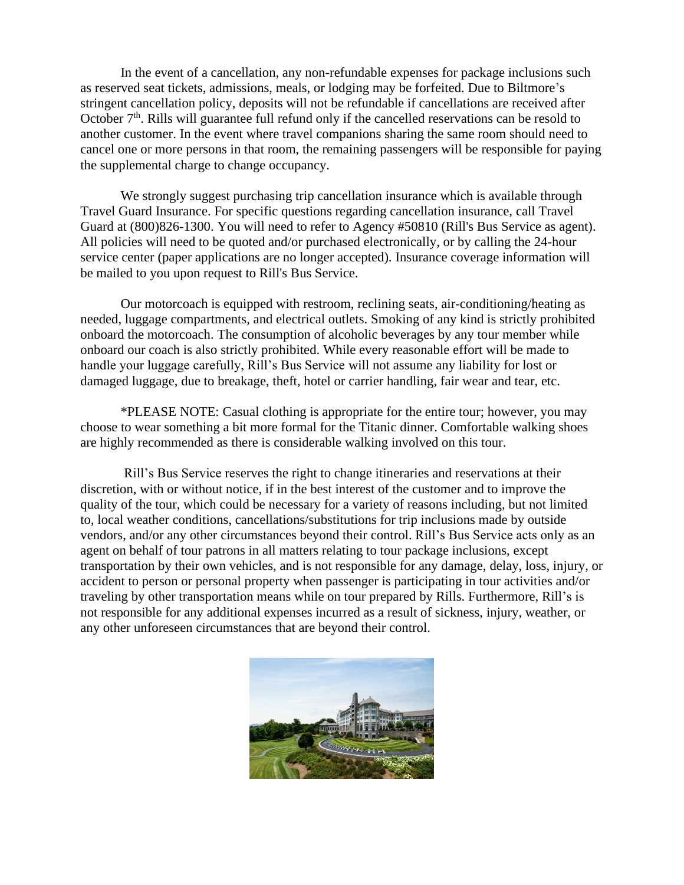In the event of a cancellation, any non-refundable expenses for package inclusions such as reserved seat tickets, admissions, meals, or lodging may be forfeited. Due to Biltmore's stringent cancellation policy, deposits will not be refundable if cancellations are received after October 7th. Rills will guarantee full refund only if the cancelled reservations can be resold to another customer. In the event where travel companions sharing the same room should need to cancel one or more persons in that room, the remaining passengers will be responsible for paying the supplemental charge to change occupancy.

We strongly suggest purchasing trip cancellation insurance which is available through Travel Guard Insurance. For specific questions regarding cancellation insurance, call Travel Guard at (800)826-1300. You will need to refer to Agency #50810 (Rill's Bus Service as agent). All policies will need to be quoted and/or purchased electronically, or by calling the 24-hour service center (paper applications are no longer accepted). Insurance coverage information will be mailed to you upon request to Rill's Bus Service.

Our motorcoach is equipped with restroom, reclining seats, air-conditioning/heating as needed, luggage compartments, and electrical outlets. Smoking of any kind is strictly prohibited onboard the motorcoach. The consumption of alcoholic beverages by any tour member while onboard our coach is also strictly prohibited. While every reasonable effort will be made to handle your luggage carefully, Rill's Bus Service will not assume any liability for lost or damaged luggage, due to breakage, theft, hotel or carrier handling, fair wear and tear, etc.

*PLEASE NOTE: Casual clothing is appropriate for the entire tour; however, you may choose to wear something a bit more formal for the Titanic dinner. Comfortable walking shoes are highly recommended as there is considerable walking involved on this tour.

Rill's Bus Service reserves the right to change itineraries and reservations at their discretion, with or without notice, if in the best interest of the customer and to improve the quality of the tour, which could be necessary for a variety of reasons including, but not limited to, local weather conditions, cancellations/substitutions for trip inclusions made by outside vendors, and/or any other circumstances beyond their control. Rill's Bus Service acts only as an agent on behalf of tour patrons in all matters relating to tour package inclusions, except transportation by their own vehicles, and is not responsible for any damage, delay, loss, injury, or accident to person or personal property when passenger is participating in tour activities and/or traveling by other transportation means while on tour prepared by Rills. Furthermore, Rill's is not responsible for any additional expenses incurred as a result of sickness, injury, weather, or any other unforeseen circumstances that are beyond their control.